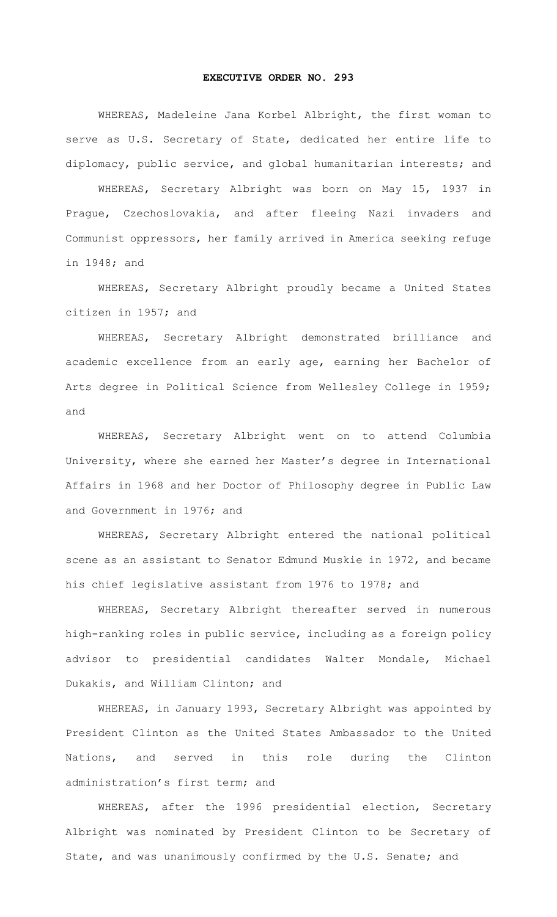# EXECUTIVE ORDER NO. 293

WHEREAS, Madeleine Jana Korbel Albright, the first woman to serve as U.S. Secretary of State, dedicated her entire life to diplomacy, public service, and global humanitarian interests; and

WHEREAS, Secretary Albright was born on May 15, 1937 in Prague, Czechoslovakia, and after fleeing Nazi invaders and Communist oppressors, her family arrived in America seeking refuge in 1948; and

WHEREAS, Secretary Albright proudly became a United States citizen in 1957; and

WHEREAS, Secretary Albright demonstrated brilliance and academic excellence from an early age, earning her Bachelor of Arts degree in Political Science from Wellesley College in 1959; and

WHEREAS, Secretary Albright went on to attend Columbia University, where she earned her Master's degree in International Affairs in 1968 and her Doctor of Philosophy degree in Public Law and Government in 1976; and

WHEREAS, Secretary Albright entered the national political scene as an assistant to Senator Edmund Muskie in 1972, and became his chief legislative assistant from 1976 to 1978; and

WHEREAS, Secretary Albright thereafter served in numerous high-ranking roles in public service, including as a foreign policy advisor to presidential candidates Walter Mondale, Michael Dukakis, and William Clinton; and

WHEREAS, in January 1993, Secretary Albright was appointed by President Clinton as the United States Ambassador to the United Nations, and served in this role during the Clinton administration's first term; and

WHEREAS, after the 1996 presidential election, Secretary Albright was nominated by President Clinton to be Secretary of State, and was unanimously confirmed by the U.S. Senate; and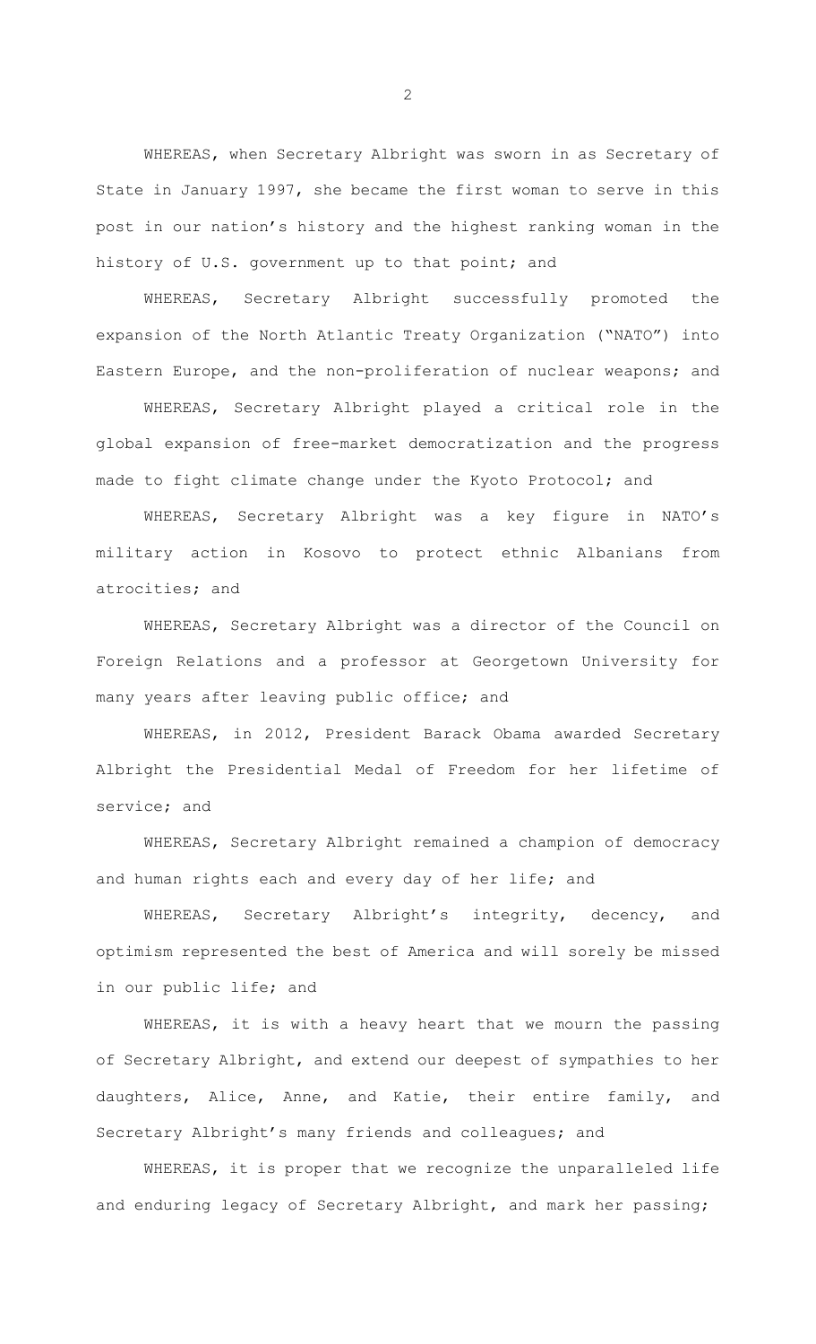WHEREAS, when Secretary Albright was sworn in as Secretary of State in January 1997, she became the first woman to serve in this post in our nation's history and the highest ranking woman in the history of U.S. government up to that point; and

WHEREAS, Secretary Albright successfully promoted the expansion of the North Atlantic Treaty Organization ("NATO") into Eastern Europe, and the non-proliferation of nuclear weapons; and

WHEREAS, Secretary Albright played a critical role in the global expansion of free-market democratization and the progress made to fight climate change under the Kyoto Protocol; and

WHEREAS, Secretary Albright was a key figure in NATO's military action in Kosovo to protect ethnic Albanians from atrocities; and

WHEREAS, Secretary Albright was a director of the Council on Foreign Relations and a professor at Georgetown University for many years after leaving public office; and

WHEREAS, in 2012, President Barack Obama awarded Secretary Albright the Presidential Medal of Freedom for her lifetime of service; and

WHEREAS, Secretary Albright remained a champion of democracy and human rights each and every day of her life; and

WHEREAS, Secretary Albright's integrity, decency, and optimism represented the best of America and will sorely be missed in our public life; and

WHEREAS, it is with a heavy heart that we mourn the passing of Secretary Albright, and extend our deepest of sympathies to her daughters, Alice, Anne, and Katie, their entire family, and Secretary Albright's many friends and colleagues; and

WHEREAS, it is proper that we recognize the unparalleled life and enduring legacy of Secretary Albright, and mark her passing;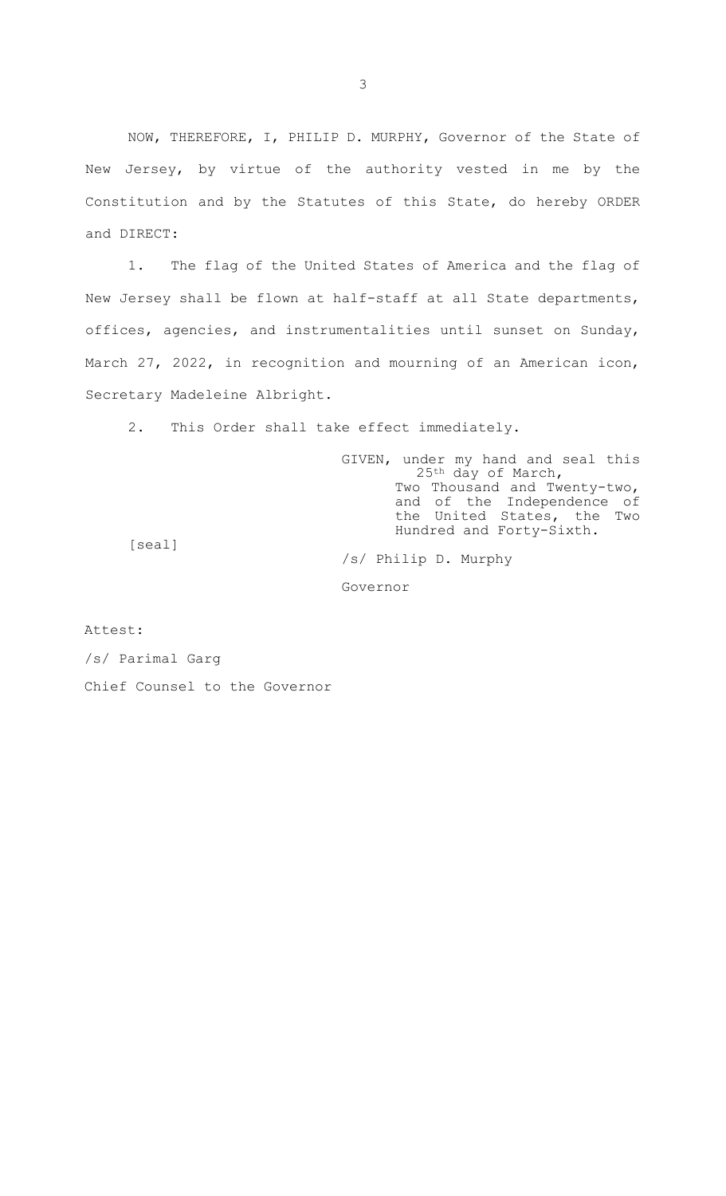NOW, THEREFORE, I, PHILIP D. MURPHY, Governor of the State of New Jersey, by virtue of the authority vested in me by the Constitution and by the Statutes of this State, do hereby ORDER and DIRECT:

1. The flag of the United States of America and the flag of New Jersey shall be flown at half-staff at all State departments, offices, agencies, and instrumentalities until sunset on Sunday, March 27, 2022, in recognition and mourning of an American icon, Secretary Madeleine Albright.

2. This Order shall take effect immediately.

GIVEN, under my hand and seal this 25th day of March, Two Thousand and Twenty-two, and of the Independence of the United States, the Two Hundred and Forty-Sixth.

[seal]

/s/ Philip D. Murphy

Governor

Attest:

/s/ Parimal Garg

Chief Counsel to the Governor